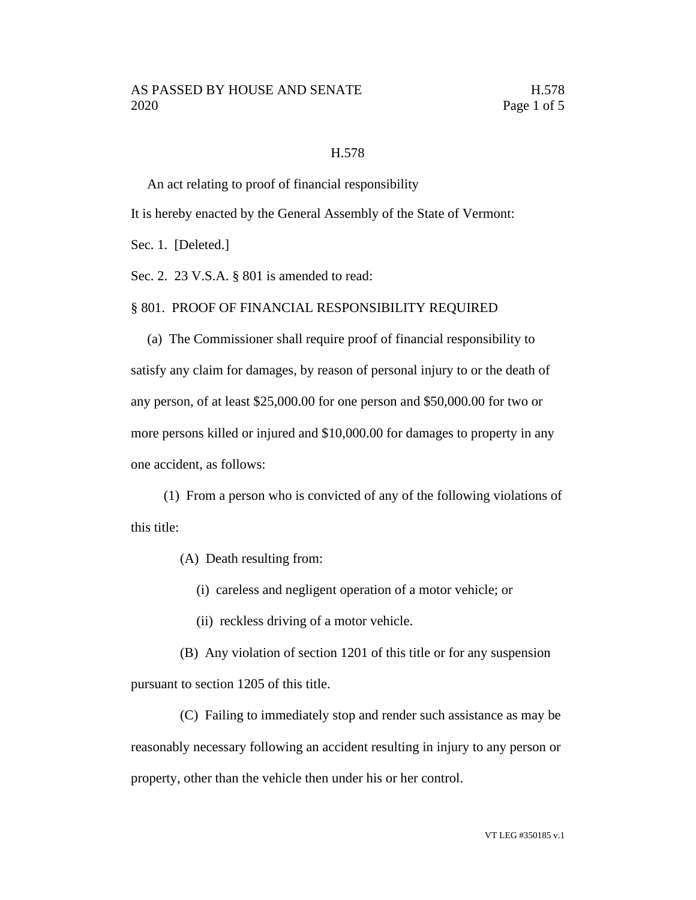H.578

An act relating to proof of financial responsibility

It is hereby enacted by the General Assembly of the State of Vermont:

Sec. 1. [Deleted.]

Sec. 2. 23 V.S.A. § 801 is amended to read:

§ 801. PROOF OF FINANCIAL RESPONSIBILITY REQUIRED

(a) The Commissioner shall require proof of financial responsibility to satisfy any claim for damages, by reason of personal injury to or the death of any person, of at least $25,000.00 for one person and $50,000.00 for two or more persons killed or injured and $10,000.00 for damages to property in any one accident, as follows:

(1) From a person who is convicted of any of the following violations of this title:

(A) Death resulting from:

(i) careless and negligent operation of a motor vehicle; or

(ii) reckless driving of a motor vehicle.

(B) Any violation of section 1201 of this title or for any suspension pursuant to section 1205 of this title.

(C) Failing to immediately stop and render such assistance as may be reasonably necessary following an accident resulting in injury to any person or property, other than the vehicle then under his or her control.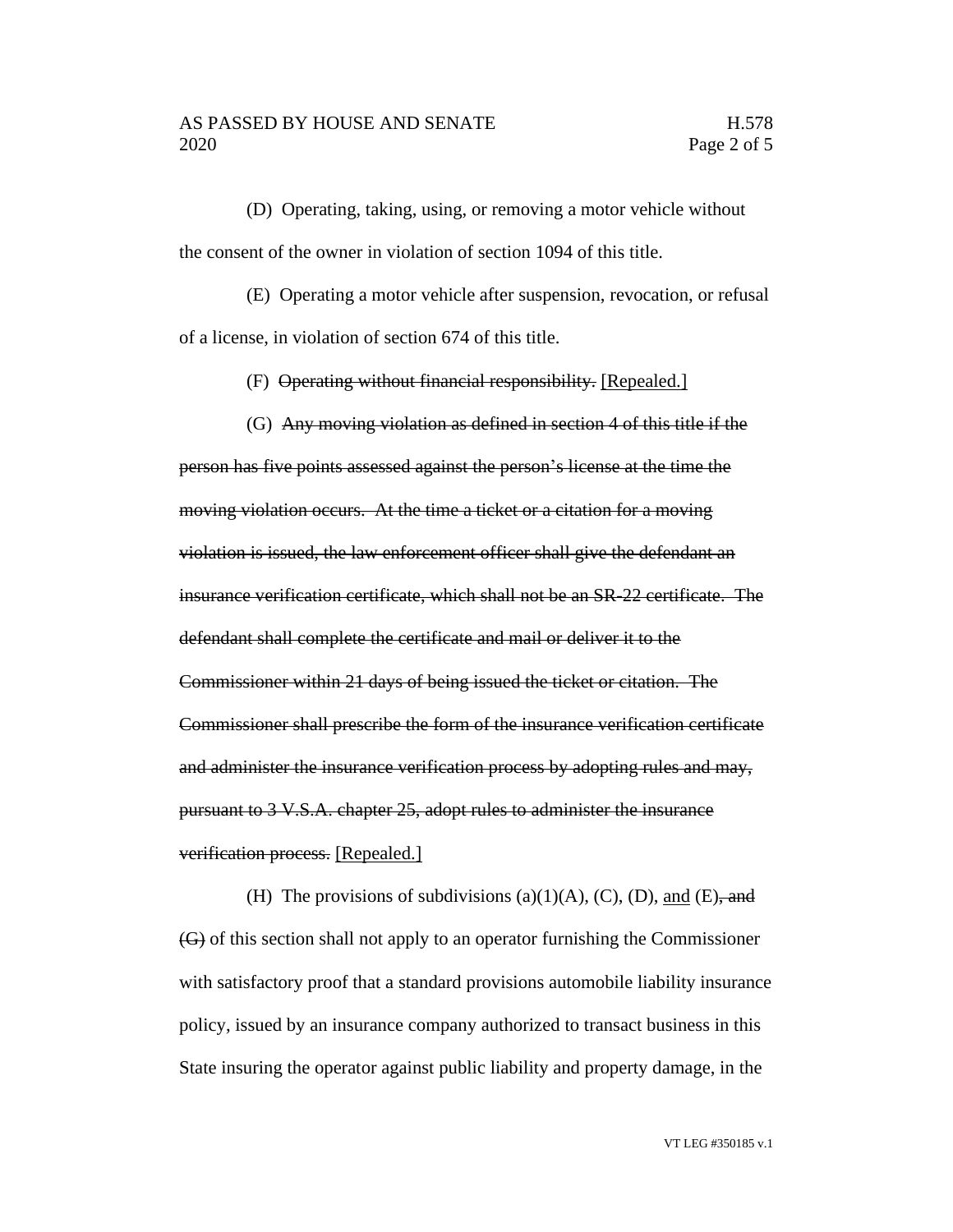(D) Operating, taking, using, or removing a motor vehicle without the consent of the owner in violation of section 1094 of this title.

(E) Operating a motor vehicle after suspension, revocation, or refusal of a license, in violation of section 674 of this title.

(F) ~~Operating without financial responsibility.~~ <u>[Repealed.]</u>

(G) ~~Any moving violation as defined in section 4 of this title if the person has five points assessed against the person's license at the time the moving violation occurs. At the time a ticket or a citation for a moving violation is issued, the law enforcement officer shall give the defendant an insurance verification certificate, which shall not be an SR-22 certificate. The defendant shall complete the certificate and mail or deliver it to the Commissioner within 21 days of being issued the ticket or citation. The Commissioner shall prescribe the form of the insurance verification certificate and administer the insurance verification process by adopting rules and may, pursuant to 3 V.S.A. chapter 25, adopt rules to administer the insurance verification process.~~ <u>[Repealed.]</u>

(H) The provisions of subdivisions (a)(1)(A), (C), (D), <u>and</u> (E)~~, and (G)~~ of this section shall not apply to an operator furnishing the Commissioner with satisfactory proof that a standard provisions automobile liability insurance policy, issued by an insurance company authorized to transact business in this State insuring the operator against public liability and property damage, in the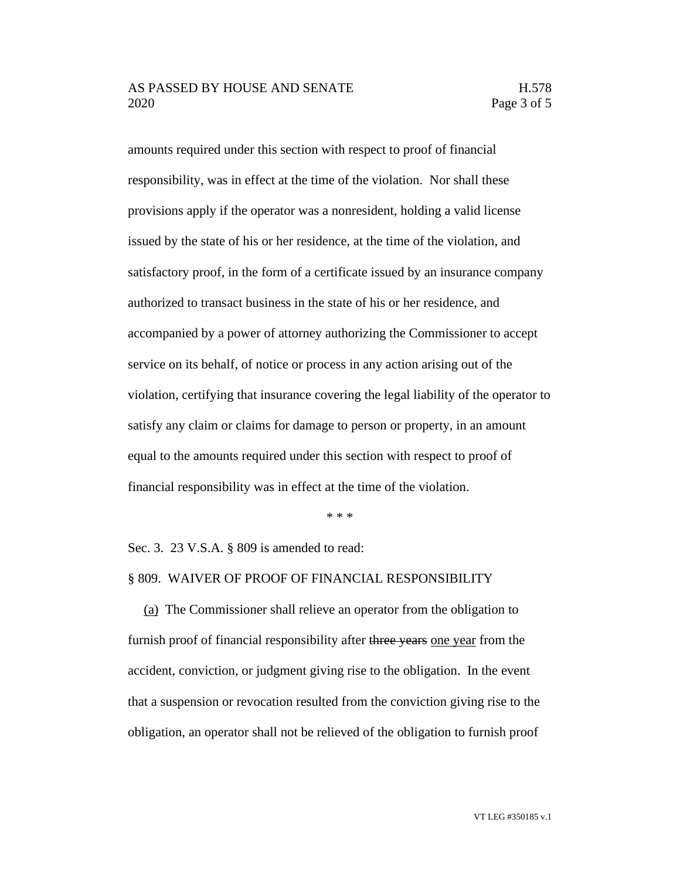amounts required under this section with respect to proof of financial responsibility, was in effect at the time of the violation. Nor shall these provisions apply if the operator was a nonresident, holding a valid license issued by the state of his or her residence, at the time of the violation, and satisfactory proof, in the form of a certificate issued by an insurance company authorized to transact business in the state of his or her residence, and accompanied by a power of attorney authorizing the Commissioner to accept service on its behalf, of notice or process in any action arising out of the violation, certifying that insurance covering the legal liability of the operator to satisfy any claim or claims for damage to person or property, in an amount equal to the amounts required under this section with respect to proof of financial responsibility was in effect at the time of the violation.

\* \* \*

Sec. 3. 23 V.S.A. § 809 is amended to read:

§ 809. WAIVER OF PROOF OF FINANCIAL RESPONSIBILITY

<u>(a)</u> The Commissioner shall relieve an operator from the obligation to furnish proof of financial responsibility after ~~three years~~ <u>one year</u> from the accident, conviction, or judgment giving rise to the obligation. In the event that a suspension or revocation resulted from the conviction giving rise to the obligation, an operator shall not be relieved of the obligation to furnish proof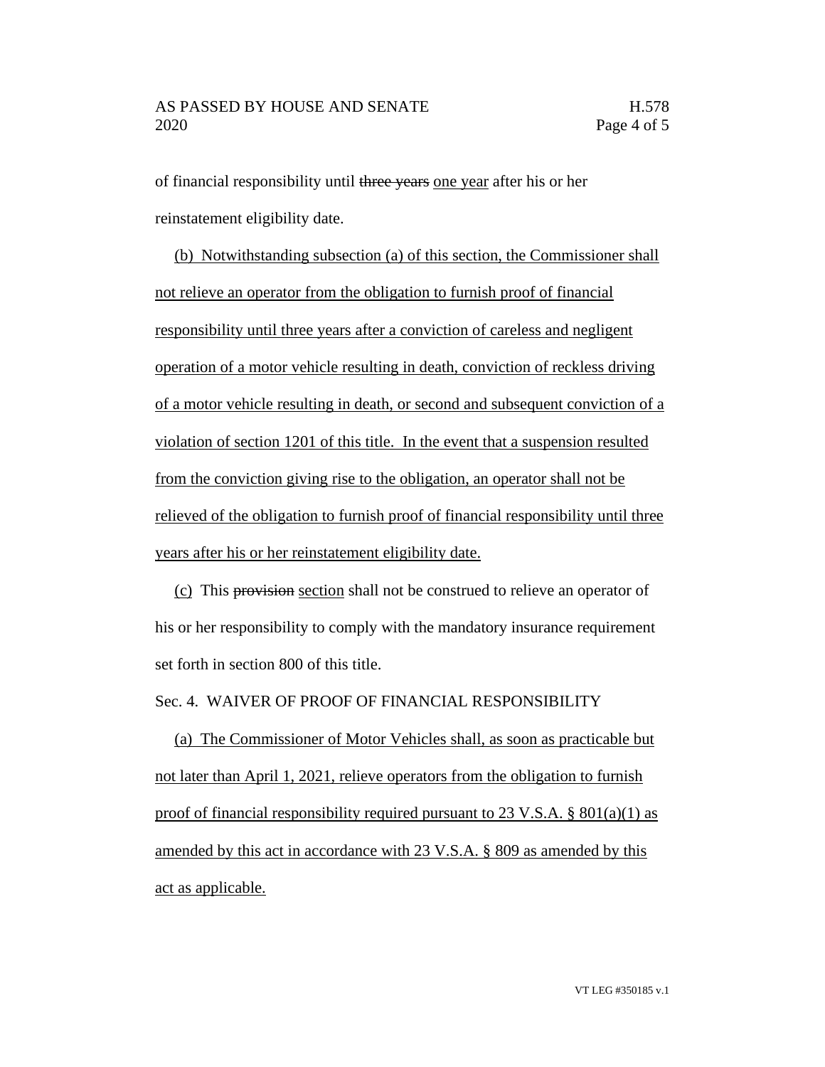of financial responsibility until ~~three years~~ <u>one year</u> after his or her reinstatement eligibility date.

<u>(b) Notwithstanding subsection (a) of this section, the Commissioner shall not relieve an operator from the obligation to furnish proof of financial responsibility until three years after a conviction of careless and negligent operation of a motor vehicle resulting in death, conviction of reckless driving of a motor vehicle resulting in death, or second and subsequent conviction of a violation of section 1201 of this title. In the event that a suspension resulted from the conviction giving rise to the obligation, an operator shall not be relieved of the obligation to furnish proof of financial responsibility until three years after his or her reinstatement eligibility date.</u>

<u>(c)</u> This ~~provision~~ <u>section</u> shall not be construed to relieve an operator of his or her responsibility to comply with the mandatory insurance requirement set forth in section 800 of this title.

Sec. 4. WAIVER OF PROOF OF FINANCIAL RESPONSIBILITY

<u>(a) The Commissioner of Motor Vehicles shall, as soon as practicable but not later than April 1, 2021, relieve operators from the obligation to furnish proof of financial responsibility required pursuant to 23 V.S.A. § 801(a)(1) as amended by this act in accordance with 23 V.S.A. § 809 as amended by this act as applicable.</u>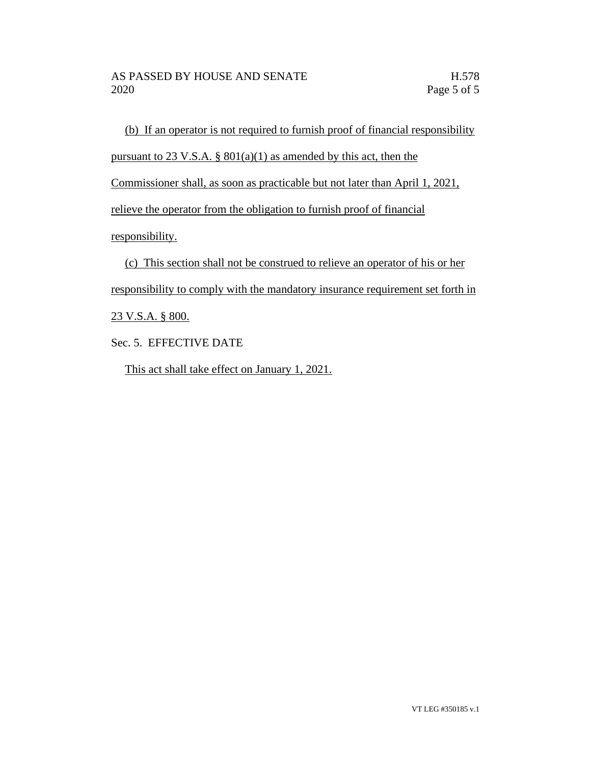(b) If an operator is not required to furnish proof of financial responsibility pursuant to 23 V.S.A. § 801(a)(1) as amended by this act, then the Commissioner shall, as soon as practicable but not later than April 1, 2021, relieve the operator from the obligation to furnish proof of financial responsibility.

(c) This section shall not be construed to relieve an operator of his or her responsibility to comply with the mandatory insurance requirement set forth in 23 V.S.A. § 800.

Sec. 5. EFFECTIVE DATE

This act shall take effect on January 1, 2021.